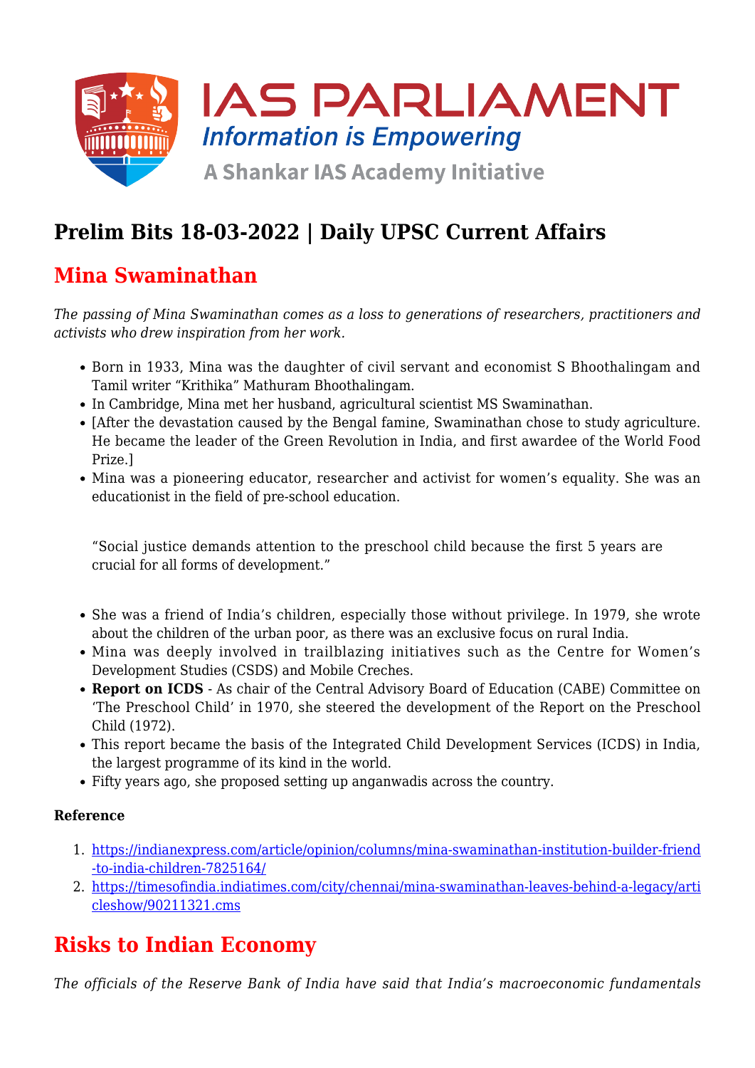# Prelim Bits 18-03-2022 | Daily UPSC Current Affairs

## Mina Swaminathan

*The passing of Mina Swaminathan comes as a loss to generations of researchers, practitioners and activists who drew inspiration from her work.*

- Born in 1933, Mina was the daughter of civil servant and economist S Bhoothalingam and Tamil writer "Krithika" Mathuram Bhoothalingam.
- In Cambridge, Mina met her husband, agricultural scientist MS Swaminathan.
- [After the devastation caused by the Bengal famine, Swaminathan chose to study agriculture. He became the leader of the Green Revolution in India, and first awardee of the World Food Prize.]
- Mina was a pioneering educator, researcher and activist for women's equality. She was an educationist in the field of pre-school education.

> "Social justice demands attention to the preschool child because the first 5 years are crucial for all forms of development."

- She was a friend of India's children, especially those without privilege. In 1979, she wrote about the children of the urban poor, as there was an exclusive focus on rural India.
- Mina was deeply involved in trailblazing initiatives such as the Centre for Women's Development Studies (CSDS) and Mobile Creches.
- **Report on ICDS** - As chair of the Central Advisory Board of Education (CABE) Committee on 'The Preschool Child' in 1970, she steered the development of the Report on the Preschool Child (1972).
- This report became the basis of the Integrated Child Development Services (ICDS) in India, the largest programme of its kind in the world.
- Fifty years ago, she proposed setting up anganwadis across the country.

**Reference**

1. https://indianexpress.com/article/opinion/columns/mina-swaminathan-institution-builder-friend-to-india-children-7825164/
2. https://timesofindia.indiatimes.com/city/chennai/mina-swaminathan-leaves-behind-a-legacy/articleshow/90211321.cms

## Risks to Indian Economy

*The officials of the Reserve Bank of India have said that India's macroeconomic fundamentals*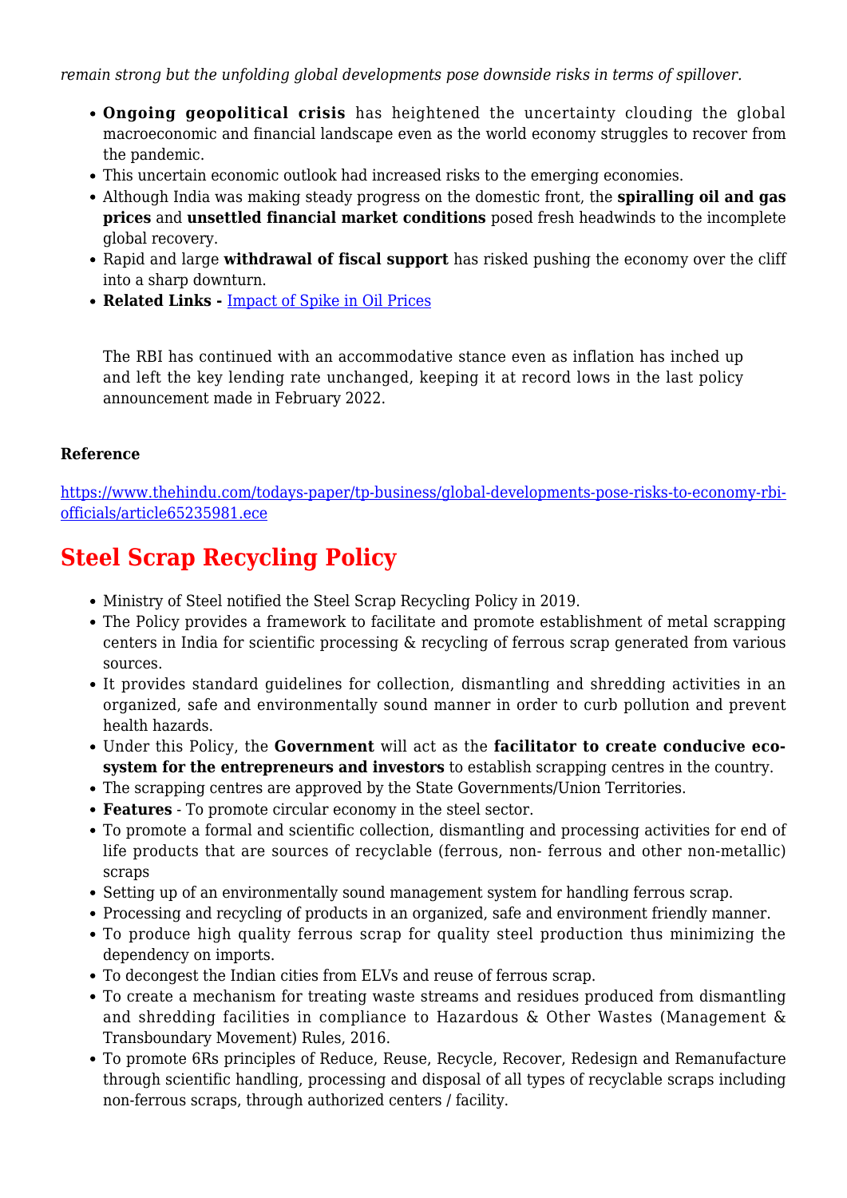*remain strong but the unfolding global developments pose downside risks in terms of spillover.*

- **Ongoing geopolitical crisis** has heightened the uncertainty clouding the global macroeconomic and financial landscape even as the world economy struggles to recover from the pandemic.
- This uncertain economic outlook had increased risks to the emerging economies.
- Although India was making steady progress on the domestic front, the **spiralling oil and gas prices** and **unsettled financial market conditions** posed fresh headwinds to the incomplete global recovery.
- Rapid and large **withdrawal of fiscal support** has risked pushing the economy over the cliff into a sharp downturn.
- **Related Links -** [Impact of Spike in Oil Prices]()

  The RBI has continued with an accommodative stance even as inflation has inched up and left the key lending rate unchanged, keeping it at record lows in the last policy announcement made in February 2022.

**Reference**

https://www.thehindu.com/todays-paper/tp-business/global-developments-pose-risks-to-economy-rbi-officials/article65235981.ece

## Steel Scrap Recycling Policy

- Ministry of Steel notified the Steel Scrap Recycling Policy in 2019.
- The Policy provides a framework to facilitate and promote establishment of metal scrapping centers in India for scientific processing & recycling of ferrous scrap generated from various sources.
- It provides standard guidelines for collection, dismantling and shredding activities in an organized, safe and environmentally sound manner in order to curb pollution and prevent health hazards.
- Under this Policy, the **Government** will act as the **facilitator to create conducive eco-system for the entrepreneurs and investors** to establish scrapping centres in the country.
- The scrapping centres are approved by the State Governments/Union Territories.
- **Features** - To promote circular economy in the steel sector.
- To promote a formal and scientific collection, dismantling and processing activities for end of life products that are sources of recyclable (ferrous, non- ferrous and other non-metallic) scraps
- Setting up of an environmentally sound management system for handling ferrous scrap.
- Processing and recycling of products in an organized, safe and environment friendly manner.
- To produce high quality ferrous scrap for quality steel production thus minimizing the dependency on imports.
- To decongest the Indian cities from ELVs and reuse of ferrous scrap.
- To create a mechanism for treating waste streams and residues produced from dismantling and shredding facilities in compliance to Hazardous & Other Wastes (Management & Transboundary Movement) Rules, 2016.
- To promote 6Rs principles of Reduce, Reuse, Recycle, Recover, Redesign and Remanufacture through scientific handling, processing and disposal of all types of recyclable scraps including non-ferrous scraps, through authorized centers / facility.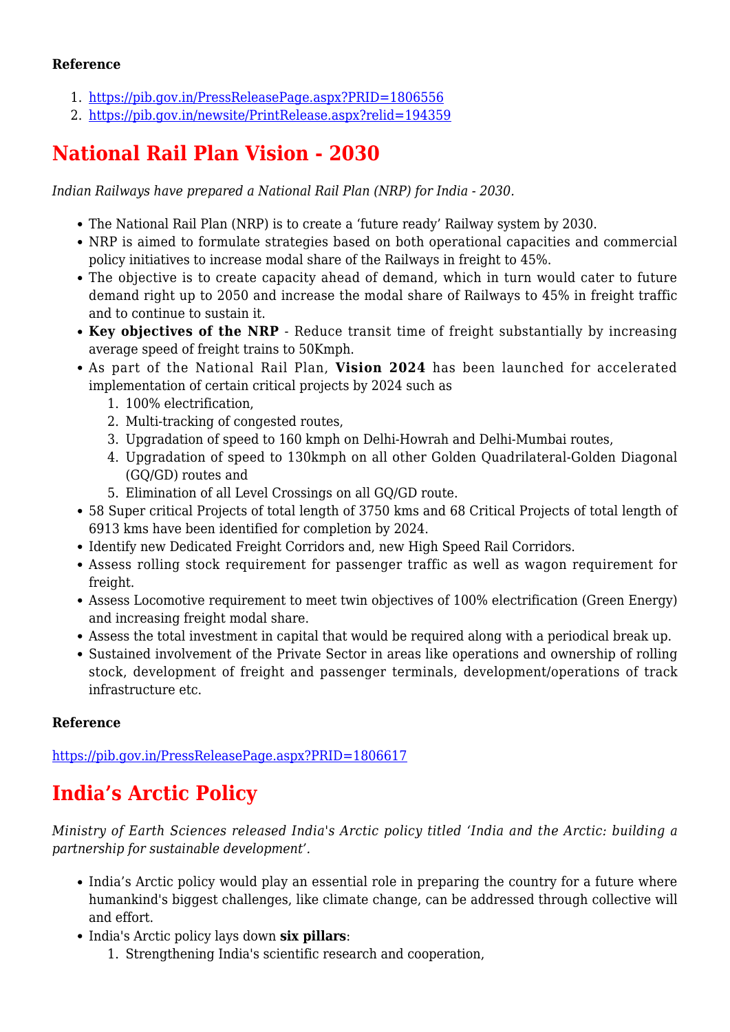**Reference**

1. https://pib.gov.in/PressReleasePage.aspx?PRID=1806556
2. https://pib.gov.in/newsite/PrintRelease.aspx?relid=194359

## National Rail Plan Vision - 2030

*Indian Railways have prepared a National Rail Plan (NRP) for India - 2030.*

- The National Rail Plan (NRP) is to create a 'future ready' Railway system by 2030.
- NRP is aimed to formulate strategies based on both operational capacities and commercial policy initiatives to increase modal share of the Railways in freight to 45%.
- The objective is to create capacity ahead of demand, which in turn would cater to future demand right up to 2050 and increase the modal share of Railways to 45% in freight traffic and to continue to sustain it.
- **Key objectives of the NRP** - Reduce transit time of freight substantially by increasing average speed of freight trains to 50Kmph.
- As part of the National Rail Plan, **Vision 2024** has been launched for accelerated implementation of certain critical projects by 2024 such as
    1. 100% electrification,
    2. Multi-tracking of congested routes,
    3. Upgradation of speed to 160 kmph on Delhi-Howrah and Delhi-Mumbai routes,
    4. Upgradation of speed to 130kmph on all other Golden Quadrilateral-Golden Diagonal (GQ/GD) routes and
    5. Elimination of all Level Crossings on all GQ/GD route.
- 58 Super critical Projects of total length of 3750 kms and 68 Critical Projects of total length of 6913 kms have been identified for completion by 2024.
- Identify new Dedicated Freight Corridors and, new High Speed Rail Corridors.
- Assess rolling stock requirement for passenger traffic as well as wagon requirement for freight.
- Assess Locomotive requirement to meet twin objectives of 100% electrification (Green Energy) and increasing freight modal share.
- Assess the total investment in capital that would be required along with a periodical break up.
- Sustained involvement of the Private Sector in areas like operations and ownership of rolling stock, development of freight and passenger terminals, development/operations of track infrastructure etc.

**Reference**

https://pib.gov.in/PressReleasePage.aspx?PRID=1806617

## India's Arctic Policy

*Ministry of Earth Sciences released India's Arctic policy titled 'India and the Arctic: building a partnership for sustainable development'.*

- India's Arctic policy would play an essential role in preparing the country for a future where humankind's biggest challenges, like climate change, can be addressed through collective will and effort.
- India's Arctic policy lays down **six pillars**:
    1. Strengthening India's scientific research and cooperation,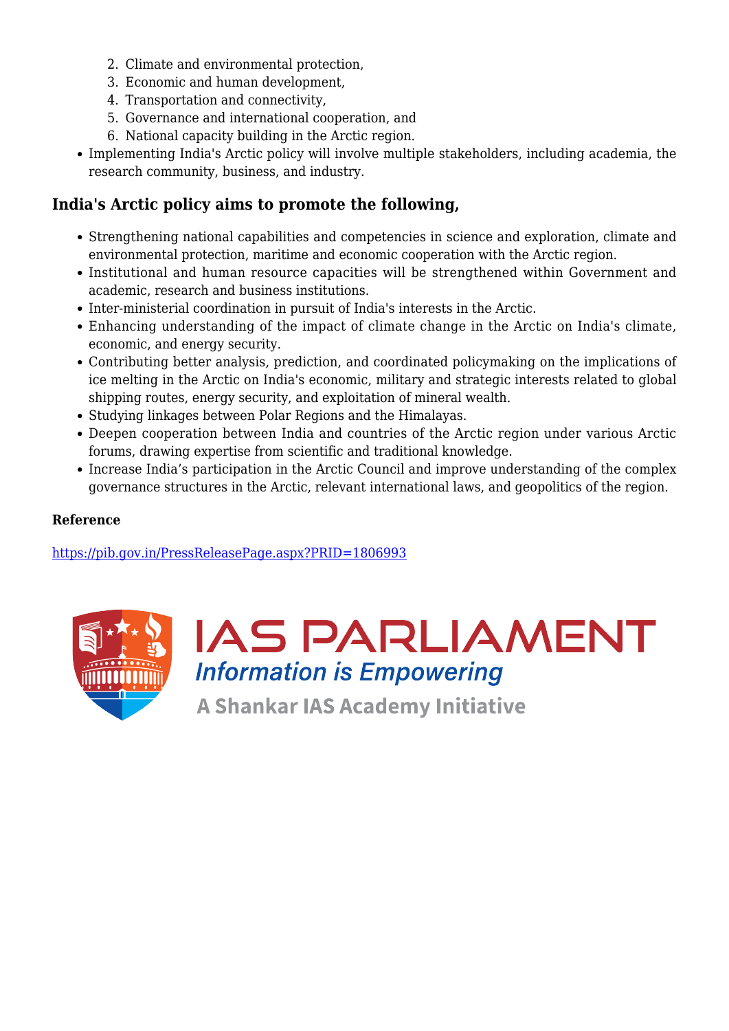2. Climate and environmental protection,
3. Economic and human development,
4. Transportation and connectivity,
5. Governance and international cooperation, and
6. National capacity building in the Arctic region.

- Implementing India's Arctic policy will involve multiple stakeholders, including academia, the research community, business, and industry.

## India's Arctic policy aims to promote the following,

- Strengthening national capabilities and competencies in science and exploration, climate and environmental protection, maritime and economic cooperation with the Arctic region.
- Institutional and human resource capacities will be strengthened within Government and academic, research and business institutions.
- Inter-ministerial coordination in pursuit of India's interests in the Arctic.
- Enhancing understanding of the impact of climate change in the Arctic on India's climate, economic, and energy security.
- Contributing better analysis, prediction, and coordinated policymaking on the implications of ice melting in the Arctic on India's economic, military and strategic interests related to global shipping routes, energy security, and exploitation of mineral wealth.
- Studying linkages between Polar Regions and the Himalayas.
- Deepen cooperation between India and countries of the Arctic region under various Arctic forums, drawing expertise from scientific and traditional knowledge.
- Increase India's participation in the Arctic Council and improve understanding of the complex governance structures in the Arctic, relevant international laws, and geopolitics of the region.

**Reference**

https://pib.gov.in/PressReleasePage.aspx?PRID=1806993

IAS PARLIAMENT
*Information is Empowering*
A Shankar IAS Academy Initiative